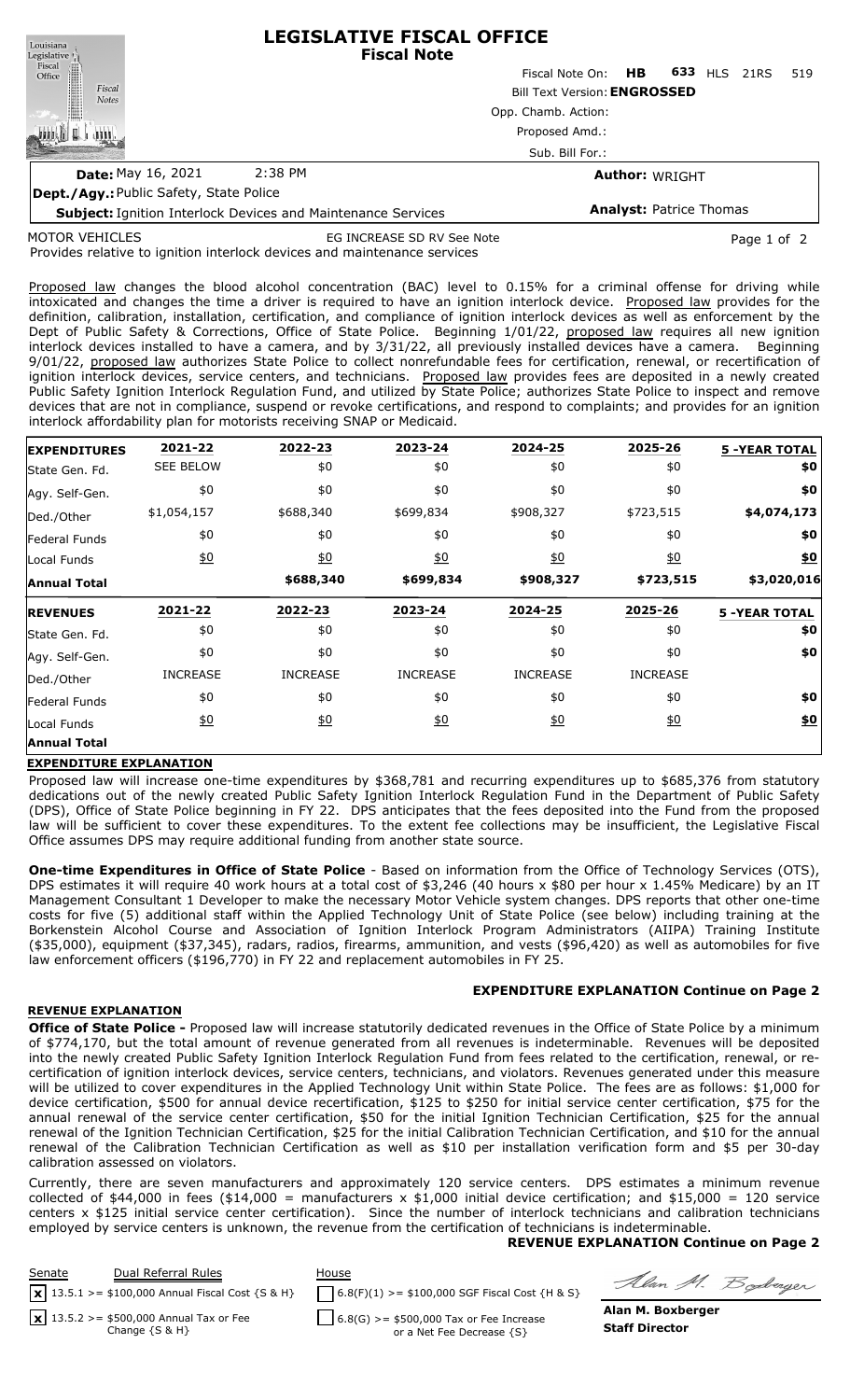# LEGISLATIVE FISCAL OFFICE
## Fiscal Note

Fiscal Note On: **HB 633** HLS 21RS 519

Bill Text Version: **ENGROSSED**

Opp. Chamb. Action:

Proposed Amd.:

Sub. Bill For.:

**Date:** May 16, 2021 2:38 PM

**Author:** WRIGHT

**Dept./Agy.:** Public Safety, State Police

**Subject:** Ignition Interlock Devices and Maintenance Services

**Analyst:** Patrice Thomas

MOTOR VEHICLES EG INCREASE SD RV See Note

Provides relative to ignition interlock devices and maintenance services

Proposed law changes the blood alcohol concentration (BAC) level to 0.15% for a criminal offense for driving while intoxicated and changes the time a driver is required to have an ignition interlock device. Proposed law provides for the definition, calibration, installation, certification, and compliance of ignition interlock devices as well as enforcement by the Dept of Public Safety & Corrections, Office of State Police. Beginning 1/01/22, proposed law requires all new ignition interlock devices installed to have a camera, and by 3/31/22, all previously installed devices have a camera. Beginning 9/01/22, proposed law authorizes State Police to collect nonrefundable fees for certification, renewal, or recertification of ignition interlock devices, service centers, and technicians. Proposed law provides fees are deposited in a newly created Public Safety Ignition Interlock Regulation Fund, and utilized by State Police; authorizes State Police to inspect and remove devices that are not in compliance, suspend or revoke certifications, and respond to complaints; and provides for an ignition interlock affordability plan for motorists receiving SNAP or Medicaid.

| EXPENDITURES | 2021-22 | 2022-23 | 2023-24 | 2024-25 | 2025-26 | 5 -YEAR TOTAL |
|---|---|---|---|---|---|---|
| State Gen. Fd. | SEE BELOW | $0 | $0 | $0 | $0 | $0 |
| Agy. Self-Gen. | $0 | $0 | $0 | $0 | $0 | $0 |
| Ded./Other | $1,054,157 | $688,340 | $699,834 | $908,327 | $723,515 | $4,074,173 |
| Federal Funds | $0 | $0 | $0 | $0 | $0 | $0 |
| Local Funds | $0 | $0 | $0 | $0 | $0 | $0 |
| **Annual Total** | | $688,340 | $699,834 | $908,327 | $723,515 | $3,020,016 |

| REVENUES | 2021-22 | 2022-23 | 2023-24 | 2024-25 | 2025-26 | 5 -YEAR TOTAL |
|---|---|---|---|---|---|---|
| State Gen. Fd. | $0 | $0 | $0 | $0 | $0 | $0 |
| Agy. Self-Gen. | $0 | $0 | $0 | $0 | $0 | $0 |
| Ded./Other | INCREASE | INCREASE | INCREASE | INCREASE | INCREASE | |
| Federal Funds | $0 | $0 | $0 | $0 | $0 | $0 |
| Local Funds | $0 | $0 | $0 | $0 | $0 | $0 |
| **Annual Total** | | | | | | |

**EXPENDITURE EXPLANATION**

Proposed law will increase one-time expenditures by $368,781 and recurring expenditures up to $685,376 from statutory dedications out of the newly created Public Safety Ignition Interlock Regulation Fund in the Department of Public Safety (DPS), Office of State Police beginning in FY 22. DPS anticipates that the fees deposited into the Fund from the proposed law will be sufficient to cover these expenditures. To the extent fee collections may be insufficient, the Legislative Fiscal Office assumes DPS may require additional funding from another state source.

**One-time Expenditures in Office of State Police** - Based on information from the Office of Technology Services (OTS), DPS estimates it will require 40 work hours at a total cost of $3,246 (40 hours x $80 per hour x 1.45% Medicare) by an IT Management Consultant 1 Developer to make the necessary Motor Vehicle system changes. DPS reports that other one-time costs for five (5) additional staff within the Applied Technology Unit of State Police (see below) including training at the Borkenstein Alcohol Course and Association of Ignition Interlock Program Administrators (AIIPA) Training Institute ($35,000), equipment ($37,345), radars, radios, firearms, ammunition, and vests ($96,420) as well as automobiles for five law enforcement officers ($196,770) in FY 22 and replacement automobiles in FY 25.

**EXPENDITURE EXPLANATION Continue on Page 2**

**REVENUE EXPLANATION**

**Office of State Police -** Proposed law will increase statutorily dedicated revenues in the Office of State Police by a minimum of $774,170, but the total amount of revenue generated from all revenues is indeterminable. Revenues will be deposited into the newly created Public Safety Ignition Interlock Regulation Fund from fees related to the certification, renewal, or re-certification of ignition interlock devices, service centers, technicians, and violators. Revenues generated under this measure will be utilized to cover expenditures in the Applied Technology Unit within State Police. The fees are as follows: $1,000 for device certification, $500 for annual device recertification, $125 to $250 for initial service center certification, $75 for the annual renewal of the service center certification, $50 for the initial Ignition Technician Certification, $25 for the annual renewal of the Ignition Technician Certification, $25 for the initial Calibration Technician Certification, and $10 for the annual renewal of the Calibration Technician Certification as well as $10 per installation verification form and $5 per 30-day calibration assessed on violators.

Currently, there are seven manufacturers and approximately 120 service centers. DPS estimates a minimum revenue collected of $44,000 in fees ($14,000 = manufacturers x $1,000 initial device certification; and $15,000 = 120 service centers x $125 initial service center certification). Since the number of interlock technicians and calibration technicians employed by service centers is unknown, the revenue from the certification of technicians is indeterminable.

**REVENUE EXPLANATION Continue on Page 2**

| Senate | Dual Referral Rules | House |
|---|---|---|
| [x] 13.5.1 >= $100,000 Annual Fiscal Cost {S & H} | | [ ] 6.8(F)(1) >= $100,000 SGF Fiscal Cost {H & S} |
| [x] 13.5.2 >= $500,000 Annual Tax or Fee Change {S & H} | | [ ] 6.8(G) >= $500,000 Tax or Fee Increase or a Net Fee Decrease {S} |

**Alan M. Boxberger**
**Staff Director**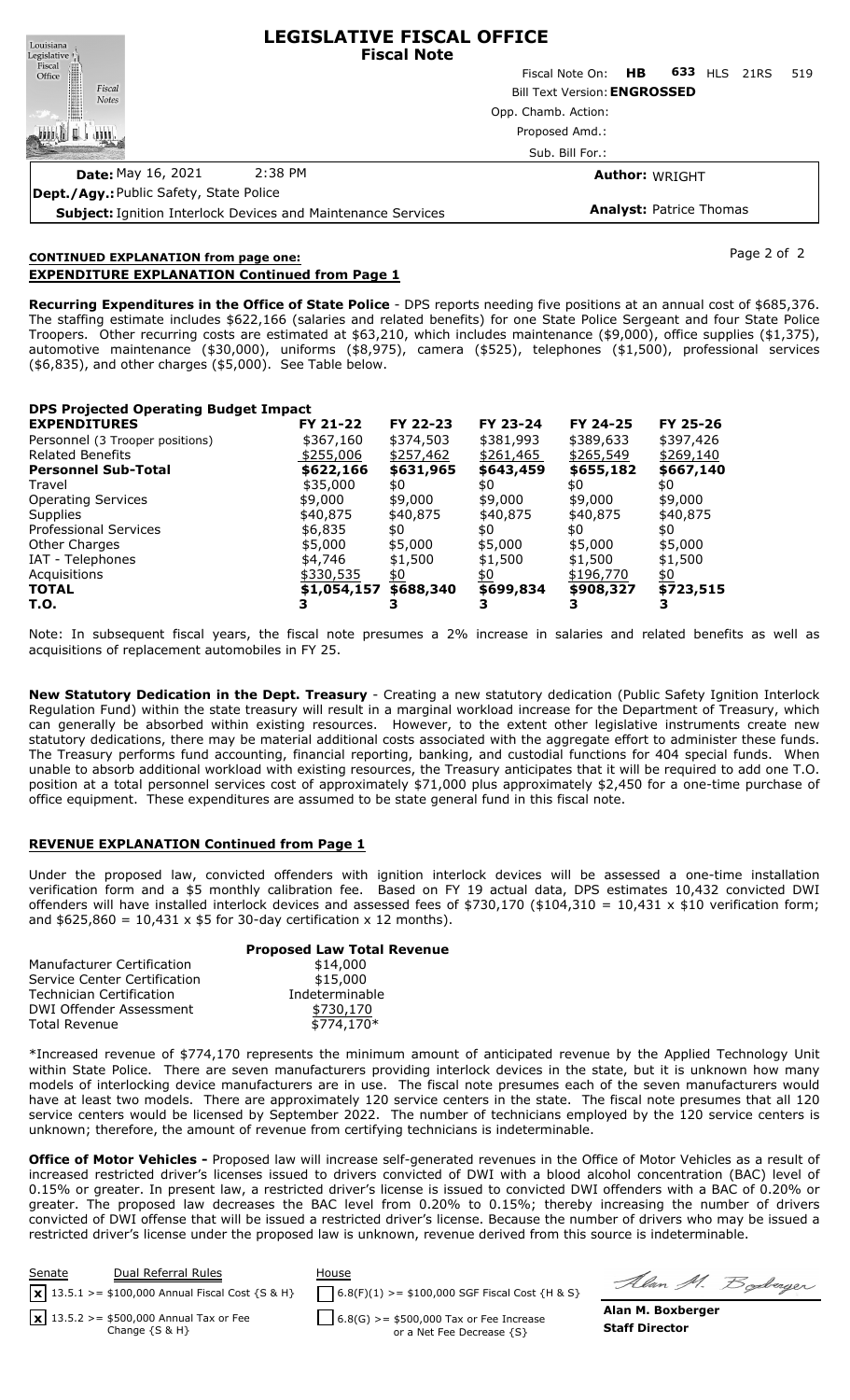# LEGISLATIVE FISCAL OFFICE
**Fiscal Note**

Fiscal Note On: **HB 633** HLS 21RS 519

Bill Text Version: **ENGROSSED**

Opp. Chamb. Action:

Proposed Amd.:

Sub. Bill For.:

**Date:** May 16, 2021 2:38 PM

**Author:** WRIGHT

**Dept./Agy.:** Public Safety, State Police

**Subject:** Ignition Interlock Devices and Maintenance Services

**Analyst:** Patrice Thomas

**CONTINUED EXPLANATION from page one:**

**EXPENDITURE EXPLANATION Continued from Page 1**

**Recurring Expenditures in the Office of State Police** - DPS reports needing five positions at an annual cost of $685,376. The staffing estimate includes $622,166 (salaries and related benefits) for one State Police Sergeant and four State Police Troopers. Other recurring costs are estimated at $63,210, which includes maintenance ($9,000), office supplies ($1,375), automotive maintenance ($30,000), uniforms ($8,975), camera ($525), telephones ($1,500), professional services ($6,835), and other charges ($5,000). See Table below.

**DPS Projected Operating Budget Impact**

| **EXPENDITURES** | **FY 21-22** | **FY 22-23** | **FY 23-24** | **FY 24-25** | **FY 25-26** |
|---|---|---|---|---|---|
| Personnel (3 Trooper positions) | $367,160 | $374,503 | $381,993 | $389,633 | $397,426 |
| Related Benefits | $255,006 | $257,462 | $261,465 | $265,549 | $269,140 |
| **Personnel Sub-Total** | **$622,166** | **$631,965** | **$643,459** | **$655,182** | **$667,140** |
| Travel | $35,000 | $0 | $0 | $0 | $0 |
| Operating Services | $9,000 | $9,000 | $9,000 | $9,000 | $9,000 |
| Supplies | $40,875 | $40,875 | $40,875 | $40,875 | $40,875 |
| Professional Services | $6,835 | $0 | $0 | $0 | $0 |
| Other Charges | $5,000 | $5,000 | $5,000 | $5,000 | $5,000 |
| IAT - Telephones | $4,746 | $1,500 | $1,500 | $1,500 | $1,500 |
| Acquisitions | $330,535 | $0 | $0 | $196,770 | $0 |
| **TOTAL** | **$1,054,157** | **$688,340** | **$699,834** | **$908,327** | **$723,515** |
| **T.O.** | **3** | **3** | **3** | **3** | **3** |

Note: In subsequent fiscal years, the fiscal note presumes a 2% increase in salaries and related benefits as well as acquisitions of replacement automobiles in FY 25.

**New Statutory Dedication in the Dept. Treasury** - Creating a new statutory dedication (Public Safety Ignition Interlock Regulation Fund) within the state treasury will result in a marginal workload increase for the Department of Treasury, which can generally be absorbed within existing resources. However, to the extent other legislative instruments create new statutory dedications, there may be material additional costs associated with the aggregate effort to administer these funds. The Treasury performs fund accounting, financial reporting, banking, and custodial functions for 404 special funds. When unable to absorb additional workload with existing resources, the Treasury anticipates that it will be required to add one T.O. position at a total personnel services cost of approximately $71,000 plus approximately $2,450 for a one-time purchase of office equipment. These expenditures are assumed to be state general fund in this fiscal note.

**REVENUE EXPLANATION Continued from Page 1**

Under the proposed law, convicted offenders with ignition interlock devices will be assessed a one-time installation verification form and a $5 monthly calibration fee. Based on FY 19 actual data, DPS estimates 10,432 convicted DWI offenders will have installed interlock devices and assessed fees of $730,170 ($104,310 = 10,431 x $10 verification form; and $625,860 = 10,431 x $5 for 30-day certification x 12 months).

| | **Proposed Law Total Revenue** |
|---|---|
| Manufacturer Certification | $14,000 |
| Service Center Certification | $15,000 |
| Technician Certification | Indeterminable |
| DWI Offender Assessment | $730,170 |
| Total Revenue | $774,170* |

*Increased revenue of $774,170 represents the minimum amount of anticipated revenue by the Applied Technology Unit within State Police. There are seven manufacturers providing interlock devices in the state, but it is unknown how many models of interlocking device manufacturers are in use. The fiscal note presumes each of the seven manufacturers would have at least two models. There are approximately 120 service centers in the state. The fiscal note presumes that all 120 service centers would be licensed by September 2022. The number of technicians employed by the 120 service centers is unknown; therefore, the amount of revenue from certifying technicians is indeterminable.

**Office of Motor Vehicles -** Proposed law will increase self-generated revenues in the Office of Motor Vehicles as a result of increased restricted driver's licenses issued to drivers convicted of DWI with a blood alcohol concentration (BAC) level of 0.15% or greater. In present law, a restricted driver's license is issued to convicted DWI offenders with a BAC of 0.20% or greater. The proposed law decreases the BAC level from 0.20% to 0.15%; thereby increasing the number of drivers convicted of DWI offense that will be issued a restricted driver's license. Because the number of drivers who may be issued a restricted driver's license under the proposed law is unknown, revenue derived from this source is indeterminable.

| Senate | Dual Referral Rules | House |
|---|---|---|
| [x] 13.5.1 >= $100,000 Annual Fiscal Cost {S & H} | | [ ] 6.8(F)(1) >= $100,000 SGF Fiscal Cost {H & S} |
| [x] 13.5.2 >= $500,000 Annual Tax or Fee Change {S & H} | | [ ] 6.8(G) >= $500,000 Tax or Fee Increase or a Net Fee Decrease {S} |

**Alan M. Boxberger**
**Staff Director**